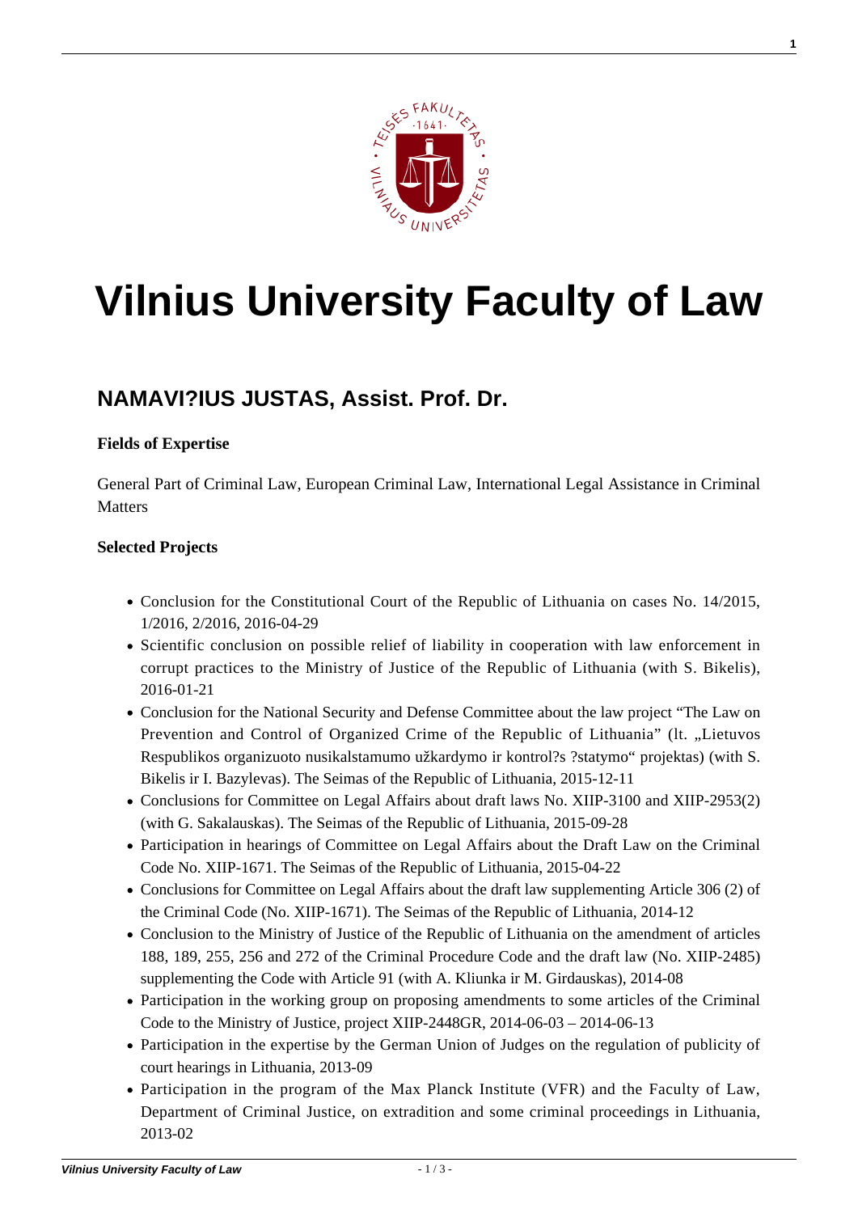# Vilnius University Faculty of Law

## NAMAVI?IUS JUSTAS, Assist. Prof. Dr.

**Fields of Expertise**

General Part of Criminal Law, European Criminal Law, International Legal Assistance in Criminal Matters

**Selected Projects**

- Conclusion for the Constitutional Court of the Republic of Lithuania on cases No. 14/2015, 1/2016, 2/2016, 2016-04-29
- Scientific conclusion on possible relief of liability in cooperation with law enforcement in corrupt practices to the Ministry of Justice of the Republic of Lithuania (with S. Bikelis), 2016-01-21
- Conclusion for the National Security and Defense Committee about the law project "The Law on Prevention and Control of Organized Crime of the Republic of Lithuania" (lt. „Lietuvos Respublikos organizuoto nusikalstamumo užkardymo ir kontrol?s ?statymo" projektas) (with S. Bikelis ir I. Bazylevas). The Seimas of the Republic of Lithuania, 2015-12-11
- Conclusions for Committee on Legal Affairs about draft laws No. XIIP-3100 and XIIP-2953(2) (with G. Sakalauskas). The Seimas of the Republic of Lithuania, 2015-09-28
- Participation in hearings of Committee on Legal Affairs about the Draft Law on the Criminal Code No. XIIP-1671. The Seimas of the Republic of Lithuania, 2015-04-22
- Conclusions for Committee on Legal Affairs about the draft law supplementing Article 306 (2) of the Criminal Code (No. XIIP-1671). The Seimas of the Republic of Lithuania, 2014-12
- Conclusion to the Ministry of Justice of the Republic of Lithuania on the amendment of articles 188, 189, 255, 256 and 272 of the Criminal Procedure Code and the draft law (No. XIIP-2485) supplementing the Code with Article 91 (with A. Kliunka ir M. Girdauskas), 2014-08
- Participation in the working group on proposing amendments to some articles of the Criminal Code to the Ministry of Justice, project XIIP-2448GR, 2014-06-03 – 2014-06-13
- Participation in the expertise by the German Union of Judges on the regulation of publicity of court hearings in Lithuania, 2013-09
- Participation in the program of the Max Planck Institute (VFR) and the Faculty of Law, Department of Criminal Justice, on extradition and some criminal proceedings in Lithuania, 2013-02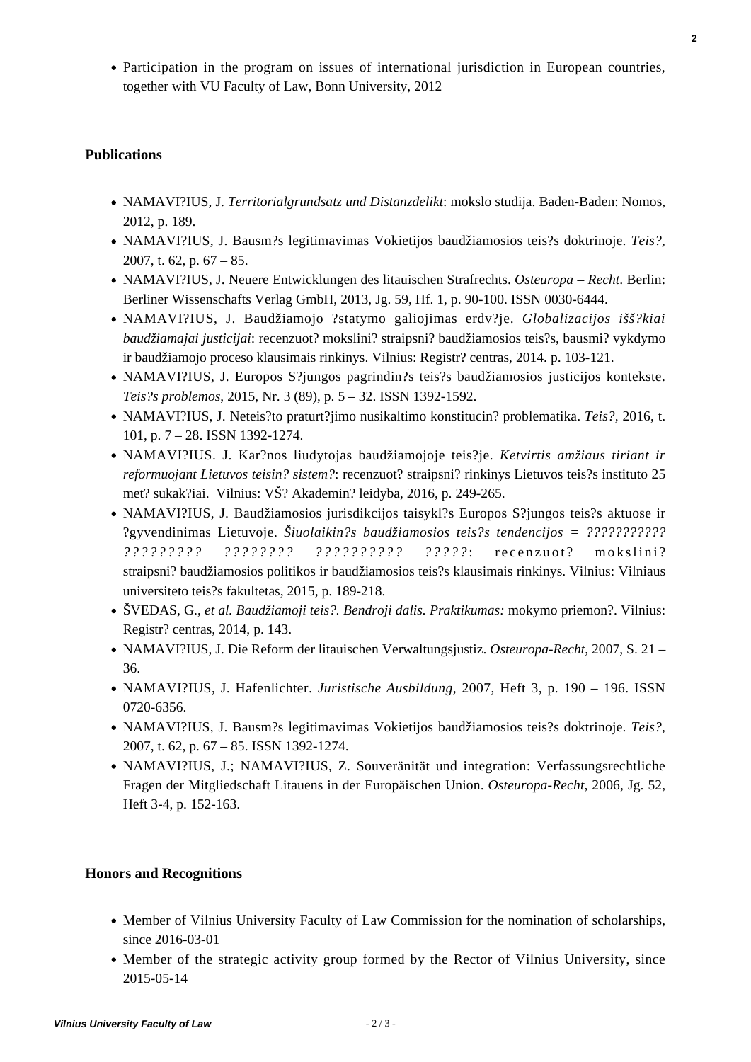- Participation in the program on issues of international jurisdiction in European countries, together with VU Faculty of Law, Bonn University, 2012

**Publications**

- NAMAVI?IUS, J. *Territorialgrundsatz und Distanzdelikt*: mokslo studija. Baden-Baden: Nomos, 2012, p. 189.
- NAMAVI?IUS, J. Bausm?s legitimavimas Vokietijos baudžiamosios teis?s doktrinoje. *Teis?*, 2007, t. 62, p. 67 – 85.
- NAMAVI?IUS, J. Neuere Entwicklungen des litauischen Strafrechts. *Osteuropa – Recht*. Berlin: Berliner Wissenschafts Verlag GmbH, 2013, Jg. 59, Hf. 1, p. 90-100. ISSN 0030-6444.
- NAMAVI?IUS, J. Baudžiamojo ?statymo galiojimas erdv?je. *Globalizacijos išš?kiai baudžiamajai justicijai*: recenzuot? mokslini? straipsni? baudžiamosios teis?s, bausmi? vykdymo ir baudžiamojo proceso klausimais rinkinys. Vilnius: Registr? centras, 2014. p. 103-121.
- NAMAVI?IUS, J. Europos S?jungos pagrindin?s teis?s baudžiamosios justicijos kontekste. *Teis?s problemos*, 2015, Nr. 3 (89), p. 5 – 32. ISSN 1392-1592.
- NAMAVI?IUS, J. Neteis?to praturt?jimo nusikaltimo konstitucin? problematika. *Teis?*, 2016, t. 101, p. 7 – 28. ISSN 1392-1274.
- NAMAVI?IUS. J. Kar?nos liudytojas baudžiamojoje teis?je. *Ketvirtis amžiaus tiriant ir reformuojant Lietuvos teisin? sistem?*: recenzuot? straipsni? rinkinys Lietuvos teis?s instituto 25 met? sukak?iai. Vilnius: VŠ? Akademin? leidyba, 2016, p. 249-265.
- NAMAVI?IUS, J. Baudžiamosios jurisdikcijos taisykl?s Europos S?jungos teis?s aktuose ir ?gyvendinimas Lietuvoje. *Šiuolaikin?s baudžiamosios teis?s tendencijos = ??????????? ????????? ???????? ?????????? ?????*: recenzuot? mokslini? straipsni? baudžiamosios politikos ir baudžiamosios teis?s klausimais rinkinys. Vilnius: Vilniaus universiteto teis?s fakultetas, 2015, p. 189-218.
- ŠVEDAS, G., *et al. Baudžiamoji teis?. Bendroji dalis. Praktikumas:* mokymo priemon?. Vilnius: Registr? centras, 2014, p. 143.
- NAMAVI?IUS, J. Die Reform der litauischen Verwaltungsjustiz. *Osteuropa-Recht*, 2007, S. 21 – 36.
- NAMAVI?IUS, J. Hafenlichter. *Juristische Ausbildung*, 2007, Heft 3, p. 190 – 196. ISSN 0720-6356.
- NAMAVI?IUS, J. Bausm?s legitimavimas Vokietijos baudžiamosios teis?s doktrinoje. *Teis?*, 2007, t. 62, p. 67 – 85. ISSN 1392-1274.
- NAMAVI?IUS, J.; NAMAVI?IUS, Z. Souveränität und integration: Verfassungsrechtliche Fragen der Mitgliedschaft Litauens in der Europäischen Union. *Osteuropa-Recht*, 2006, Jg. 52, Heft 3-4, p. 152-163.

**Honors and Recognitions**

- Member of Vilnius University Faculty of Law Commission for the nomination of scholarships, since 2016-03-01
- Member of the strategic activity group formed by the Rector of Vilnius University, since 2015-05-14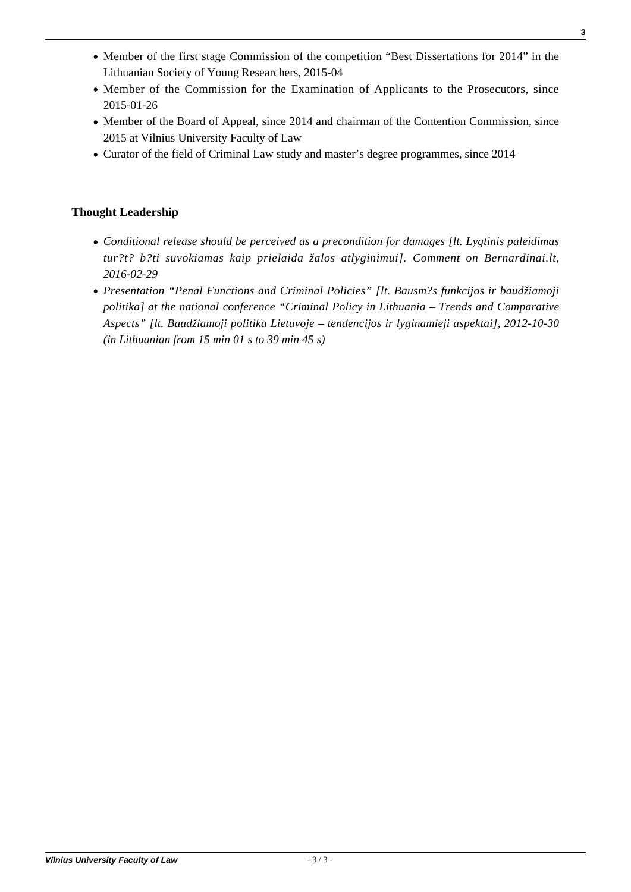- Member of the first stage Commission of the competition "Best Dissertations for 2014" in the Lithuanian Society of Young Researchers, 2015-04
- Member of the Commission for the Examination of Applicants to the Prosecutors, since 2015-01-26
- Member of the Board of Appeal, since 2014 and chairman of the Contention Commission, since 2015 at Vilnius University Faculty of Law
- Curator of the field of Criminal Law study and master's degree programmes, since 2014

## Thought Leadership

- *Conditional release should be perceived as a precondition for damages [lt. Lygtinis paleidimas tur?t? b?ti suvokiamas kaip prielaida žalos atlyginimui]. Comment on Bernardinai.lt, 2016-02-29*
- *Presentation "Penal Functions and Criminal Policies" [lt. Bausm?s funkcijos ir baudžiamoji politika] at the national conference "Criminal Policy in Lithuania – Trends and Comparative Aspects" [lt. Baudžiamoji politika Lietuvoje – tendencijos ir lyginamieji aspektai], 2012-10-30 (in Lithuanian from 15 min 01 s to 39 min 45 s)*